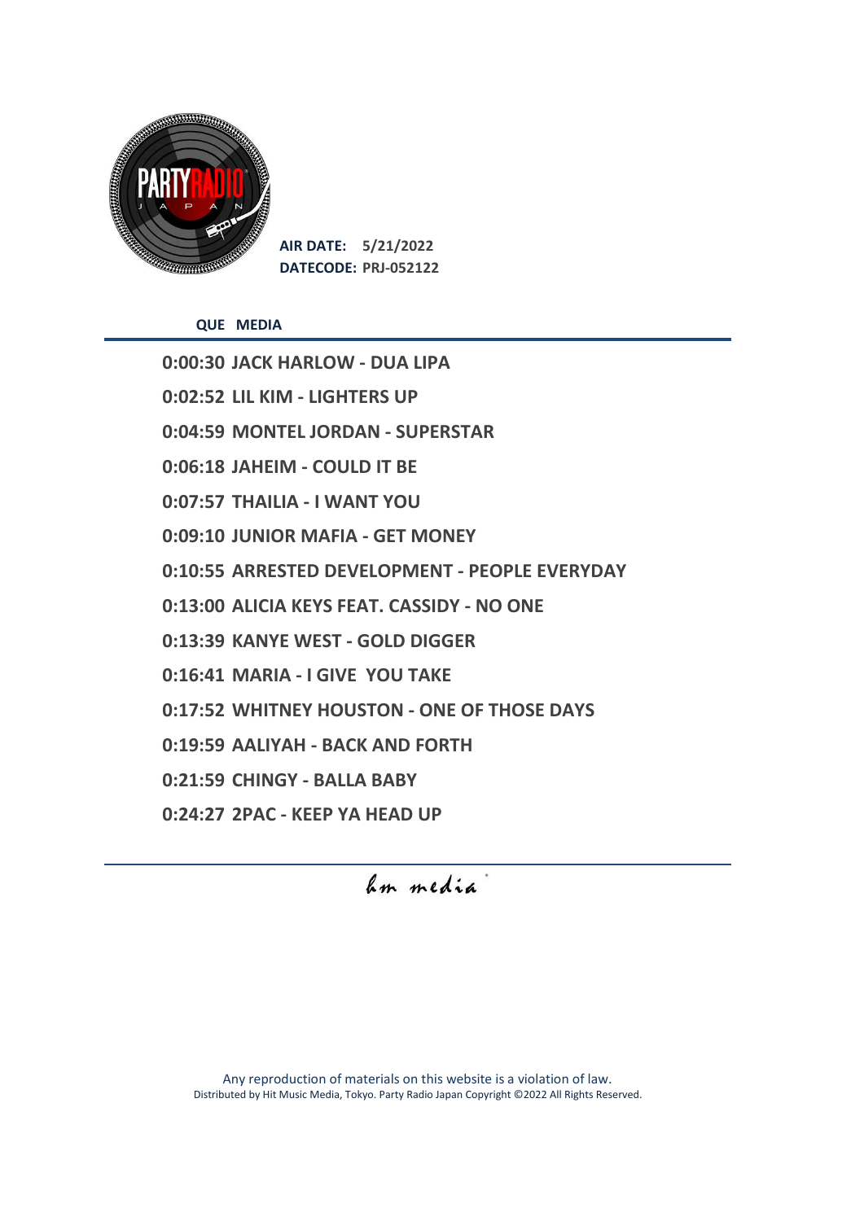AIR DATE: 5/21/2022
DATECODE: PRJ-052122

| QUE | MEDIA |
| --- | --- |
| 0:00:30 | JACK HARLOW - DUA LIPA |
| 0:02:52 | LIL KIM - LIGHTERS UP |
| 0:04:59 | MONTEL JORDAN - SUPERSTAR |
| 0:06:18 | JAHEIM - COULD IT BE |
| 0:07:57 | THAILIA - I WANT YOU |
| 0:09:10 | JUNIOR MAFIA - GET MONEY |
| 0:10:55 | ARRESTED DEVELOPMENT - PEOPLE EVERYDAY |
| 0:13:00 | ALICIA KEYS FEAT. CASSIDY - NO ONE |
| 0:13:39 | KANYE WEST - GOLD DIGGER |
| 0:16:41 | MARIA - I GIVE YOU TAKE |
| 0:17:52 | WHITNEY HOUSTON - ONE OF THOSE DAYS |
| 0:19:59 | AALIYAH - BACK AND FORTH |
| 0:21:59 | CHINGY - BALLA BABY |
| 0:24:27 | 2PAC - KEEP YA HEAD UP |

hm media

Any reproduction of materials on this website is a violation of law.
Distributed by Hit Music Media, Tokyo. Party Radio Japan Copyright ©2022 All Rights Reserved.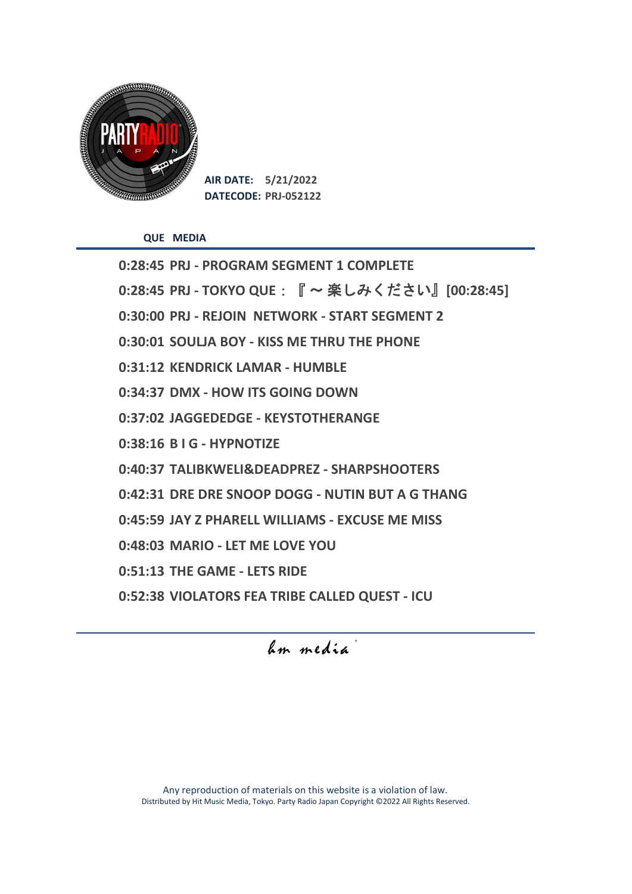AIR DATE: 5/21/2022
DATECODE: PRJ-052122

| QUE | MEDIA |
|---|---|
| 0:28:45 | PRJ - PROGRAM SEGMENT 1 COMPLETE |
| 0:28:45 | PRJ - TOKYO QUE：『～楽しみください』[00:28:45] |
| 0:30:00 | PRJ - REJOIN NETWORK - START SEGMENT 2 |
| 0:30:01 | SOULJA BOY - KISS ME THRU THE PHONE |
| 0:31:12 | KENDRICK LAMAR - HUMBLE |
| 0:34:37 | DMX - HOW ITS GOING DOWN |
| 0:37:02 | JAGGEDEDGE - KEYSTOTHERANGE |
| 0:38:16 | B I G - HYPNOTIZE |
| 0:40:37 | TALIBKWELI&DEADPREZ - SHARPSHOOTERS |
| 0:42:31 | DRE DRE SNOOP DOGG - NUTIN BUT A G THANG |
| 0:45:59 | JAY Z PHARELL WILLIAMS - EXCUSE ME MISS |
| 0:48:03 | MARIO - LET ME LOVE YOU |
| 0:51:13 | THE GAME - LETS RIDE |
| 0:52:38 | VIOLATORS FEA TRIBE CALLED QUEST - ICU |

hm media

Any reproduction of materials on this website is a violation of law.
Distributed by Hit Music Media, Tokyo. Party Radio Japan Copyright ©2022 All Rights Reserved.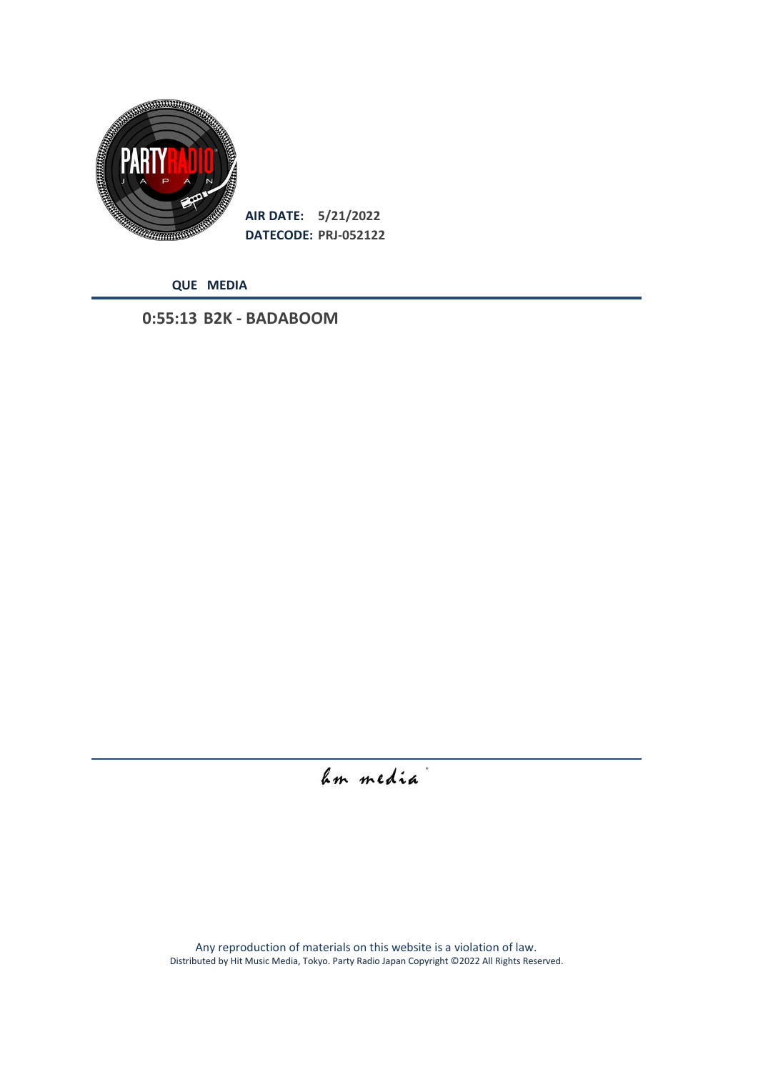**AIR DATE:** 5/21/2022
**DATECODE:** PRJ-052122

| QUE | MEDIA |
| --- | --- |
| 0:55:13 | B2K - BADABOOM |

hm media

Any reproduction of materials on this website is a violation of law.
Distributed by Hit Music Media, Tokyo. Party Radio Japan Copyright ©2022 All Rights Reserved.